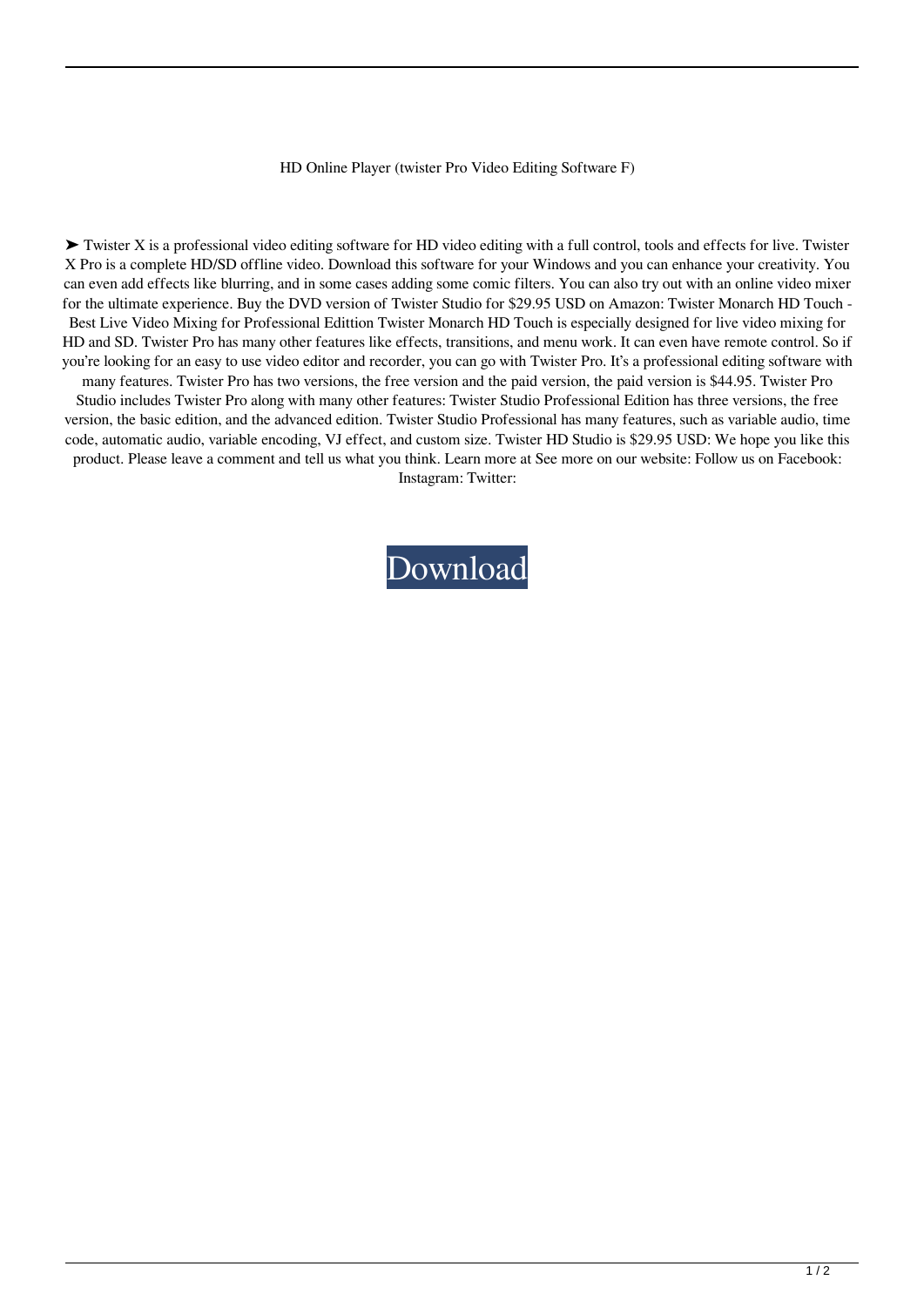HD Online Player (twister Pro Video Editing Software F)

➤ Twister X is a professional video editing software for HD video editing with a full control, tools and effects for live. Twister X Pro is a complete HD/SD offline video. Download this software for your Windows and you can enhance your creativity. You can even add effects like blurring, and in some cases adding some comic filters. You can also try out with an online video mixer for the ultimate experience. Buy the DVD version of Twister Studio for $29.95 USD on Amazon: Twister Monarch HD Touch - Best Live Video Mixing for Professional Edittion Twister Monarch HD Touch is especially designed for live video mixing for HD and SD. Twister Pro has many other features like effects, transitions, and menu work. It can even have remote control. So if you're looking for an easy to use video editor and recorder, you can go with Twister Pro. It's a professional editing software with many features. Twister Pro has two versions, the free version and the paid version, the paid version is $44.95. Twister Pro Studio includes Twister Pro along with many other features: Twister Studio Professional Edition has three versions, the free version, the basic edition, and the advanced edition. Twister Studio Professional has many features, such as variable audio, time code, automatic audio, variable encoding, VJ effect, and custom size. Twister HD Studio is $29.95 USD: We hope you like this product. Please leave a comment and tell us what you think. Learn more at See more on our website: Follow us on Facebook: Instagram: Twitter:

Download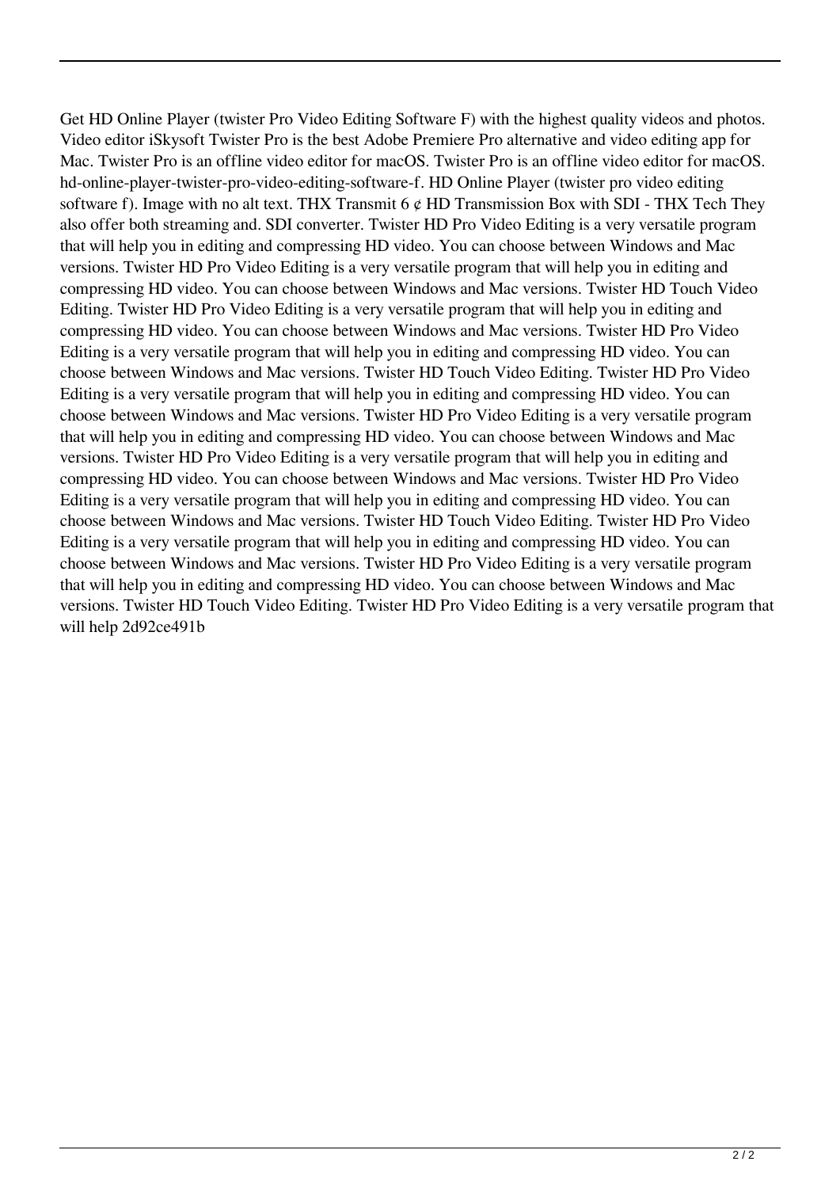Get HD Online Player (twister Pro Video Editing Software F) with the highest quality videos and photos. Video editor iSkysoft Twister Pro is the best Adobe Premiere Pro alternative and video editing app for Mac. Twister Pro is an offline video editor for macOS. Twister Pro is an offline video editor for macOS. hd-online-player-twister-pro-video-editing-software-f. HD Online Player (twister pro video editing software f). Image with no alt text. THX Transmit 6 ¢ HD Transmission Box with SDI - THX Tech They also offer both streaming and. SDI converter. Twister HD Pro Video Editing is a very versatile program that will help you in editing and compressing HD video. You can choose between Windows and Mac versions. Twister HD Pro Video Editing is a very versatile program that will help you in editing and compressing HD video. You can choose between Windows and Mac versions. Twister HD Touch Video Editing. Twister HD Pro Video Editing is a very versatile program that will help you in editing and compressing HD video. You can choose between Windows and Mac versions. Twister HD Pro Video Editing is a very versatile program that will help you in editing and compressing HD video. You can choose between Windows and Mac versions. Twister HD Touch Video Editing. Twister HD Pro Video Editing is a very versatile program that will help you in editing and compressing HD video. You can choose between Windows and Mac versions. Twister HD Pro Video Editing is a very versatile program that will help you in editing and compressing HD video. You can choose between Windows and Mac versions. Twister HD Pro Video Editing is a very versatile program that will help you in editing and compressing HD video. You can choose between Windows and Mac versions. Twister HD Pro Video Editing is a very versatile program that will help you in editing and compressing HD video. You can choose between Windows and Mac versions. Twister HD Touch Video Editing. Twister HD Pro Video Editing is a very versatile program that will help you in editing and compressing HD video. You can choose between Windows and Mac versions. Twister HD Pro Video Editing is a very versatile program that will help you in editing and compressing HD video. You can choose between Windows and Mac versions. Twister HD Touch Video Editing. Twister HD Pro Video Editing is a very versatile program that will help 2d92ce491b